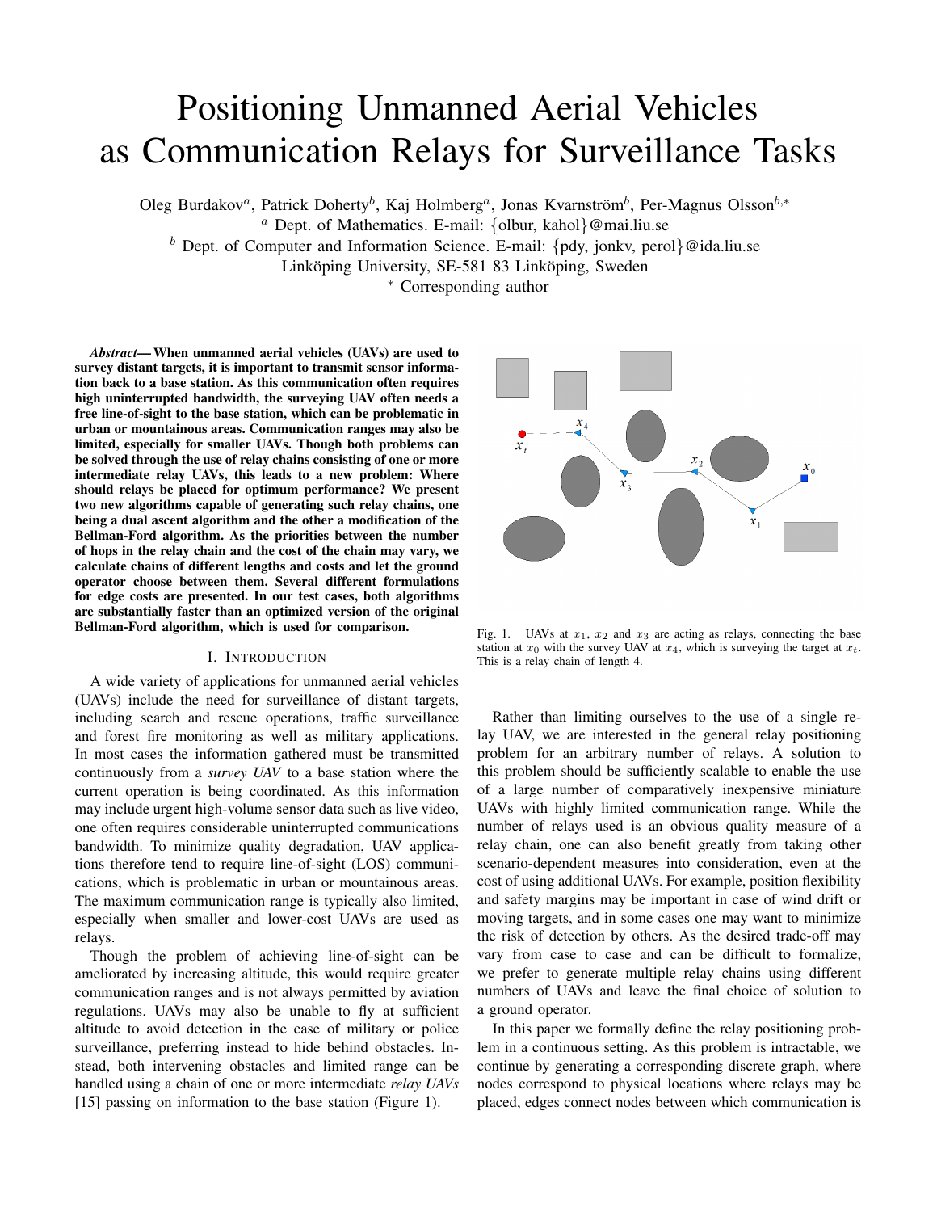# Positioning Unmanned Aerial Vehicles as Communication Relays for Surveillance Tasks

Oleg Burdakov[a], Patrick Doherty[b], Kaj Holmberg[a], Jonas Kvarnström[b], Per-Magnus Olsson[b,*]

[a] Dept. of Mathematics. E-mail: {olbur, kahol}@mai.liu.se

[b] Dept. of Computer and Information Science. E-mail: {pdy, jonkv, perol}@ida.liu.se

Linköping University, SE-581 83 Linköping, Sweden

[*] Corresponding author

***Abstract*— When unmanned aerial vehicles (UAVs) are used to survey distant targets, it is important to transmit sensor information back to a base station. As this communication often requires high uninterrupted bandwidth, the surveying UAV often needs a free line-of-sight to the base station, which can be problematic in urban or mountainous areas. Communication ranges may also be limited, especially for smaller UAVs. Though both problems can be solved through the use of relay chains consisting of one or more intermediate relay UAVs, this leads to a new problem: Where should relays be placed for optimum performance? We present two new algorithms capable of generating such relay chains, one being a dual ascent algorithm and the other a modification of the Bellman-Ford algorithm. As the priorities between the number of hops in the relay chain and the cost of the chain may vary, we calculate chains of different lengths and costs and let the ground operator choose between them. Several different formulations for edge costs are presented. In our test cases, both algorithms are substantially faster than an optimized version of the original Bellman-Ford algorithm, which is used for comparison.**

## I. Introduction

A wide variety of applications for unmanned aerial vehicles (UAVs) include the need for surveillance of distant targets, including search and rescue operations, traffic surveillance and forest fire monitoring as well as military applications. In most cases the information gathered must be transmitted continuously from a *survey UAV* to a base station where the current operation is being coordinated. As this information may include urgent high-volume sensor data such as live video, one often requires considerable uninterrupted communications bandwidth. To minimize quality degradation, UAV applications therefore tend to require line-of-sight (LOS) communications, which is problematic in urban or mountainous areas. The maximum communication range is typically also limited, especially when smaller and lower-cost UAVs are used as relays.

Though the problem of achieving line-of-sight can be ameliorated by increasing altitude, this would require greater communication ranges and is not always permitted by aviation regulations. UAVs may also be unable to fly at sufficient altitude to avoid detection in the case of military or police surveillance, preferring instead to hide behind obstacles. Instead, both intervening obstacles and limited range can be handled using a chain of one or more intermediate *relay UAVs* [15] passing on information to the base station (Figure 1).

$x_4$ $x_t$ $x_3$ $x_2$ $x_0$ $x_1$

Fig. 1. UAVs at $x_1$, $x_2$ and $x_3$ are acting as relays, connecting the base station at $x_0$ with the survey UAV at $x_4$, which is surveying the target at $x_t$. This is a relay chain of length 4.

Rather than limiting ourselves to the use of a single relay UAV, we are interested in the general relay positioning problem for an arbitrary number of relays. A solution to this problem should be sufficiently scalable to enable the use of a large number of comparatively inexpensive miniature UAVs with highly limited communication range. While the number of relays used is an obvious quality measure of a relay chain, one can also benefit greatly from taking other scenario-dependent measures into consideration, even at the cost of using additional UAVs. For example, position flexibility and safety margins may be important in case of wind drift or moving targets, and in some cases one may want to minimize the risk of detection by others. As the desired trade-off may vary from case to case and can be difficult to formalize, we prefer to generate multiple relay chains using different numbers of UAVs and leave the final choice of solution to a ground operator.

In this paper we formally define the relay positioning problem in a continuous setting. As this problem is intractable, we continue by generating a corresponding discrete graph, where nodes correspond to physical locations where relays may be placed, edges connect nodes between which communication is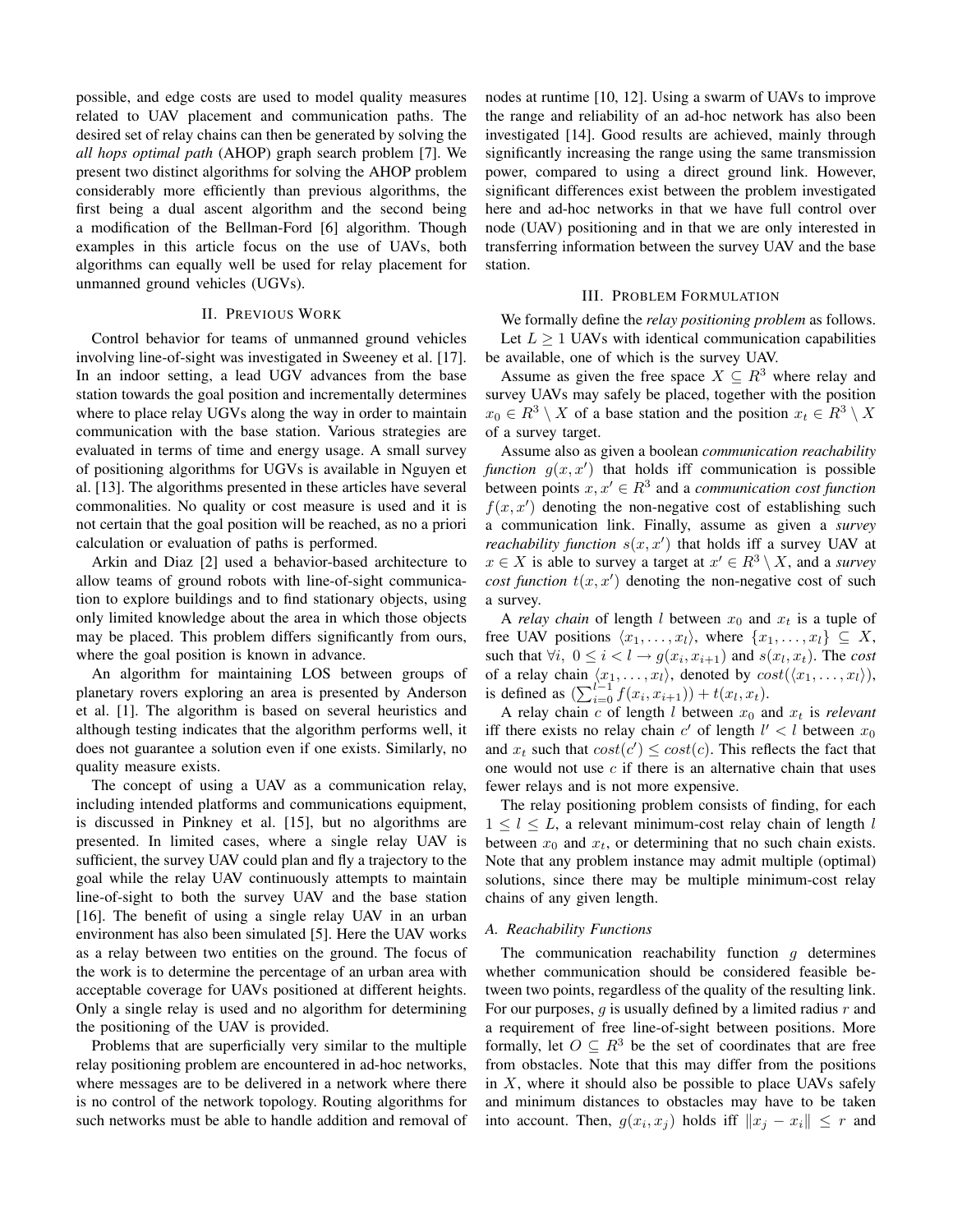possible, and edge costs are used to model quality measures related to UAV placement and communication paths. The desired set of relay chains can then be generated by solving the *all hops optimal path* (AHOP) graph search problem [7]. We present two distinct algorithms for solving the AHOP problem considerably more efficiently than previous algorithms, the first being a dual ascent algorithm and the second being a modification of the Bellman-Ford [6] algorithm. Though examples in this article focus on the use of UAVs, both algorithms can equally well be used for relay placement for unmanned ground vehicles (UGVs).

## II. Previous Work

Control behavior for teams of unmanned ground vehicles involving line-of-sight was investigated in Sweeney et al. [17]. In an indoor setting, a lead UGV advances from the base station towards the goal position and incrementally determines where to place relay UGVs along the way in order to maintain communication with the base station. Various strategies are evaluated in terms of time and energy usage. A small survey of positioning algorithms for UGVs is available in Nguyen et al. [13]. The algorithms presented in these articles have several commonalities. No quality or cost measure is used and it is not certain that the goal position will be reached, as no a priori calculation or evaluation of paths is performed.

Arkin and Diaz [2] used a behavior-based architecture to allow teams of ground robots with line-of-sight communication to explore buildings and to find stationary objects, using only limited knowledge about the area in which those objects may be placed. This problem differs significantly from ours, where the goal position is known in advance.

An algorithm for maintaining LOS between groups of planetary rovers exploring an area is presented by Anderson et al. [1]. The algorithm is based on several heuristics and although testing indicates that the algorithm performs well, it does not guarantee a solution even if one exists. Similarly, no quality measure exists.

The concept of using a UAV as a communication relay, including intended platforms and communications equipment, is discussed in Pinkney et al. [15], but no algorithms are presented. In limited cases, where a single relay UAV is sufficient, the survey UAV could plan and fly a trajectory to the goal while the relay UAV continuously attempts to maintain line-of-sight to both the survey UAV and the base station [16]. The benefit of using a single relay UAV in an urban environment has also been simulated [5]. Here the UAV works as a relay between two entities on the ground. The focus of the work is to determine the percentage of an urban area with acceptable coverage for UAVs positioned at different heights. Only a single relay is used and no algorithm for determining the positioning of the UAV is provided.

Problems that are superficially very similar to the multiple relay positioning problem are encountered in ad-hoc networks, where messages are to be delivered in a network where there is no control of the network topology. Routing algorithms for such networks must be able to handle addition and removal of nodes at runtime [10, 12]. Using a swarm of UAVs to improve the range and reliability of an ad-hoc network has also been investigated [14]. Good results are achieved, mainly through significantly increasing the range using the same transmission power, compared to using a direct ground link. However, significant differences exist between the problem investigated here and ad-hoc networks in that we have full control over node (UAV) positioning and in that we are only interested in transferring information between the survey UAV and the base station.

## III. Problem Formulation

We formally define the *relay positioning problem* as follows.

Let $L \geq 1$ UAVs with identical communication capabilities be available, one of which is the survey UAV.

Assume as given the free space $X \subseteq R^3$ where relay and survey UAVs may safely be placed, together with the position $x_0 \in R^3 \setminus X$ of a base station and the position $x_t \in R^3 \setminus X$ of a survey target.

Assume also as given a boolean *communication reachability function* $g(x, x')$ that holds iff communication is possible between points $x, x' \in R^3$ and a *communication cost function* $f(x, x')$ denoting the non-negative cost of establishing such a communication link. Finally, assume as given a *survey reachability function* $s(x, x')$ that holds iff a survey UAV at $x \in X$ is able to survey a target at $x' \in R^3 \setminus X$, and a *survey cost function* $t(x, x')$ denoting the non-negative cost of such a survey.

A *relay chain* of length $l$ between $x_0$ and $x_t$ is a tuple of free UAV positions $\langle x_1, \ldots, x_l \rangle$, where $\{x_1, \ldots, x_l\} \subseteq X$, such that $\forall i,\ 0 \leq i < l \rightarrow g(x_i, x_{i+1})$ and $s(x_l, x_t)$. The *cost* of a relay chain $\langle x_1, \ldots, x_l \rangle$, denoted by $cost(\langle x_1, \ldots, x_l \rangle)$, is defined as $(\sum_{i=0}^{l-1} f(x_i, x_{i+1})) + t(x_l, x_t)$.

A relay chain $c$ of length $l$ between $x_0$ and $x_t$ is *relevant* iff there exists no relay chain $c'$ of length $l' < l$ between $x_0$ and $x_t$ such that $cost(c') \leq cost(c)$. This reflects the fact that one would not use $c$ if there is an alternative chain that uses fewer relays and is not more expensive.

The relay positioning problem consists of finding, for each $1 \leq l \leq L$, a relevant minimum-cost relay chain of length $l$ between $x_0$ and $x_t$, or determining that no such chain exists. Note that any problem instance may admit multiple (optimal) solutions, since there may be multiple minimum-cost relay chains of any given length.

### A. Reachability Functions

The communication reachability function $g$ determines whether communication should be considered feasible between two points, regardless of the quality of the resulting link. For our purposes, $g$ is usually defined by a limited radius $r$ and a requirement of free line-of-sight between positions. More formally, let $O \subseteq R^3$ be the set of coordinates that are free from obstacles. Note that this may differ from the positions in $X$, where it should also be possible to place UAVs safely and minimum distances to obstacles may have to be taken into account. Then, $g(x_i, x_j)$ holds iff $\|x_j - x_i\| \leq r$ and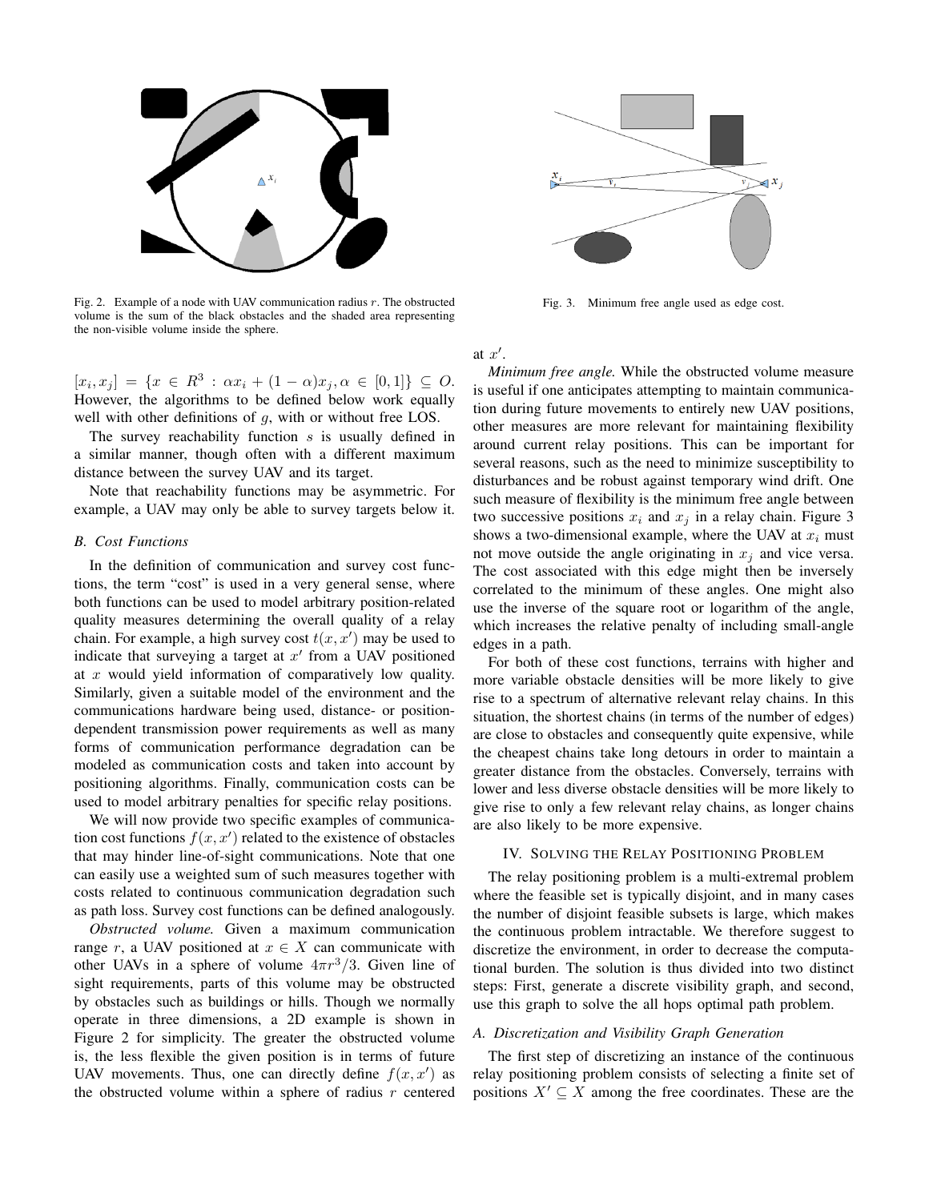Fig. 2. Example of a node with UAV communication radius $r$. The obstructed volume is the sum of the black obstacles and the shaded area representing the non-visible volume inside the sphere.

Fig. 3. Minimum free angle used as edge cost.

$[x_i, x_j] = \{x \in R^3 : \alpha x_i + (1-\alpha)x_j, \alpha \in [0,1]\} \subseteq O$. However, the algorithms to be defined below work equally well with other definitions of $g$, with or without free LOS.

The survey reachability function $s$ is usually defined in a similar manner, though often with a different maximum distance between the survey UAV and its target.

Note that reachability functions may be asymmetric. For example, a UAV may only be able to survey targets below it.

### B. Cost Functions

In the definition of communication and survey cost functions, the term "cost" is used in a very general sense, where both functions can be used to model arbitrary position-related quality measures determining the overall quality of a relay chain. For example, a high survey cost $t(x, x')$ may be used to indicate that surveying a target at $x'$ from a UAV positioned at $x$ would yield information of comparatively low quality. Similarly, given a suitable model of the environment and the communications hardware being used, distance- or position-dependent transmission power requirements as well as many forms of communication performance degradation can be modeled as communication costs and taken into account by positioning algorithms. Finally, communication costs can be used to model arbitrary penalties for specific relay positions.

We will now provide two specific examples of communication cost functions $f(x, x')$ related to the existence of obstacles that may hinder line-of-sight communications. Note that one can easily use a weighted sum of such measures together with costs related to continuous communication degradation such as path loss. Survey cost functions can be defined analogously.

*Obstructed volume.* Given a maximum communication range $r$, a UAV positioned at $x \in X$ can communicate with other UAVs in a sphere of volume $4\pi r^3/3$. Given line of sight requirements, parts of this volume may be obstructed by obstacles such as buildings or hills. Though we normally operate in three dimensions, a 2D example is shown in Figure 2 for simplicity. The greater the obstructed volume is, the less flexible the given position is in terms of future UAV movements. Thus, one can directly define $f(x, x')$ as the obstructed volume within a sphere of radius $r$ centered at $x'$.

*Minimum free angle.* While the obstructed volume measure is useful if one anticipates attempting to maintain communication during future movements to entirely new UAV positions, other measures are more relevant for maintaining flexibility around current relay positions. This can be important for several reasons, such as the need to minimize susceptibility to disturbances and be robust against temporary wind drift. One such measure of flexibility is the minimum free angle between two successive positions $x_i$ and $x_j$ in a relay chain. Figure 3 shows a two-dimensional example, where the UAV at $x_i$ must not move outside the angle originating in $x_j$ and vice versa. The cost associated with this edge might then be inversely correlated to the minimum of these angles. One might also use the inverse of the square root or logarithm of the angle, which increases the relative penalty of including small-angle edges in a path.

For both of these cost functions, terrains with higher and more variable obstacle densities will be more likely to give rise to a spectrum of alternative relevant relay chains. In this situation, the shortest chains (in terms of the number of edges) are close to obstacles and consequently quite expensive, while the cheapest chains take long detours in order to maintain a greater distance from the obstacles. Conversely, terrains with lower and less diverse obstacle densities will be more likely to give rise to only a few relevant relay chains, as longer chains are also likely to be more expensive.

## IV. Solving the Relay Positioning Problem

The relay positioning problem is a multi-extremal problem where the feasible set is typically disjoint, and in many cases the number of disjoint feasible subsets is large, which makes the continuous problem intractable. We therefore suggest to discretize the environment, in order to decrease the computational burden. The solution is thus divided into two distinct steps: First, generate a discrete visibility graph, and second, use this graph to solve the all hops optimal path problem.

### A. Discretization and Visibility Graph Generation

The first step of discretizing an instance of the continuous relay positioning problem consists of selecting a finite set of positions $X' \subseteq X$ among the free coordinates. These are the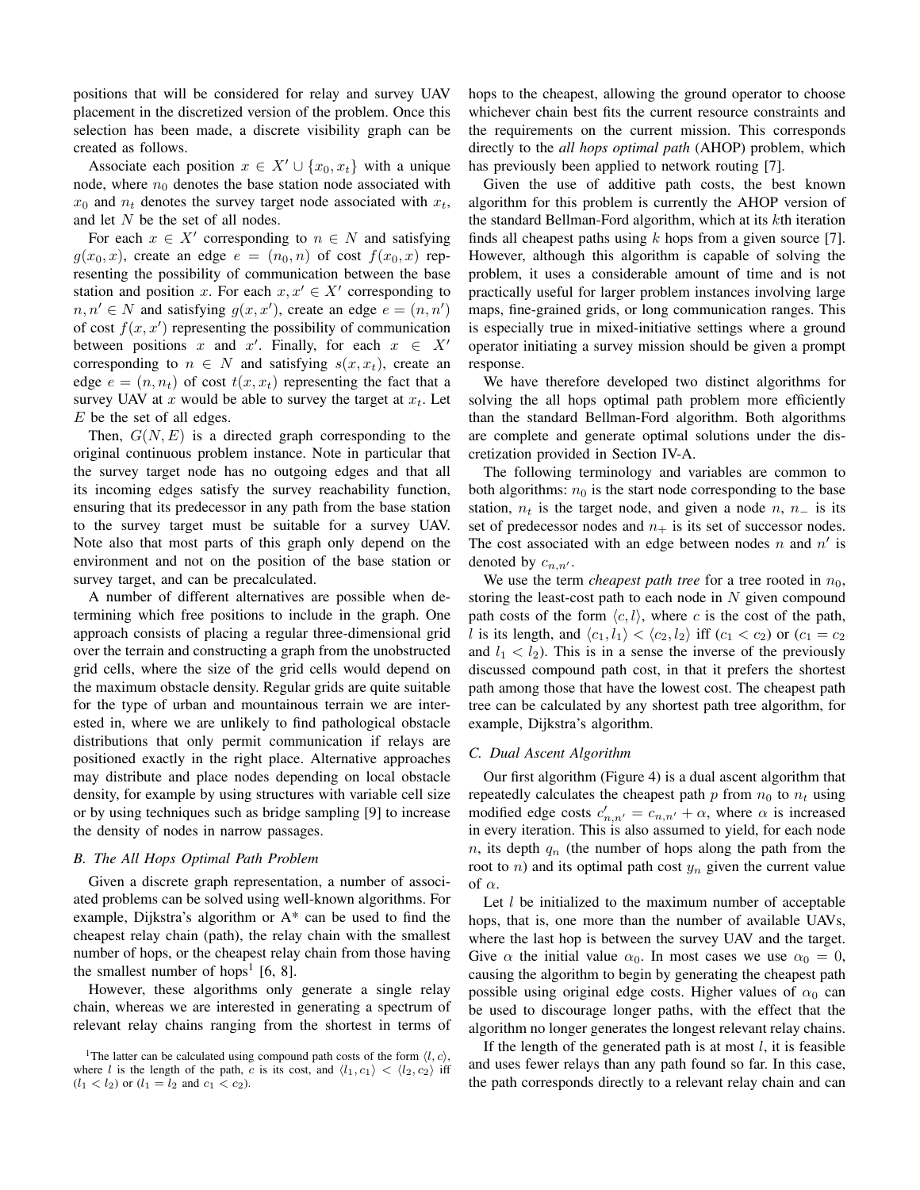positions that will be considered for relay and survey UAV placement in the discretized version of the problem. Once this selection has been made, a discrete visibility graph can be created as follows.

Associate each position $x \in X' \cup \{x_0, x_t\}$ with a unique node, where $n_0$ denotes the base station node associated with $x_0$ and $n_t$ denotes the survey target node associated with $x_t$, and let $N$ be the set of all nodes.

For each $x \in X'$ corresponding to $n \in N$ and satisfying $g(x_0, x)$, create an edge $e = (n_0, n)$ of cost $f(x_0, x)$ representing the possibility of communication between the base station and position $x$. For each $x, x' \in X'$ corresponding to $n, n' \in N$ and satisfying $g(x, x')$, create an edge $e = (n, n')$ of cost $f(x, x')$ representing the possibility of communication between positions $x$ and $x'$. Finally, for each $x \in X'$ corresponding to $n \in N$ and satisfying $s(x, x_t)$, create an edge $e = (n, n_t)$ of cost $t(x, x_t)$ representing the fact that a survey UAV at $x$ would be able to survey the target at $x_t$. Let $E$ be the set of all edges.

Then, $G(N, E)$ is a directed graph corresponding to the original continuous problem instance. Note in particular that the survey target node has no outgoing edges and that all its incoming edges satisfy the survey reachability function, ensuring that its predecessor in any path from the base station to the survey target must be suitable for a survey UAV. Note also that most parts of this graph only depend on the environment and not on the position of the base station or survey target, and can be precalculated.

A number of different alternatives are possible when determining which free positions to include in the graph. One approach consists of placing a regular three-dimensional grid over the terrain and constructing a graph from the unobstructed grid cells, where the size of the grid cells would depend on the maximum obstacle density. Regular grids are quite suitable for the type of urban and mountainous terrain we are interested in, where we are unlikely to find pathological obstacle distributions that only permit communication if relays are positioned exactly in the right place. Alternative approaches may distribute and place nodes depending on local obstacle density, for example by using structures with variable cell size or by using techniques such as bridge sampling [9] to increase the density of nodes in narrow passages.

### B. The All Hops Optimal Path Problem

Given a discrete graph representation, a number of associated problems can be solved using well-known algorithms. For example, Dijkstra's algorithm or A* can be used to find the cheapest relay chain (path), the relay chain with the smallest number of hops, or the cheapest relay chain from those having the smallest number of hops[1] [6, 8].

However, these algorithms only generate a single relay chain, whereas we are interested in generating a spectrum of relevant relay chains ranging from the shortest in terms of hops to the cheapest, allowing the ground operator to choose whichever chain best fits the current resource constraints and the requirements on the current mission. This corresponds directly to the *all hops optimal path* (AHOP) problem, which has previously been applied to network routing [7].

Given the use of additive path costs, the best known algorithm for this problem is currently the AHOP version of the standard Bellman-Ford algorithm, which at its $k$th iteration finds all cheapest paths using $k$ hops from a given source [7]. However, although this algorithm is capable of solving the problem, it uses a considerable amount of time and is not practically useful for larger problem instances involving large maps, fine-grained grids, or long communication ranges. This is especially true in mixed-initiative settings where a ground operator initiating a survey mission should be given a prompt response.

We have therefore developed two distinct algorithms for solving the all hops optimal path problem more efficiently than the standard Bellman-Ford algorithm. Both algorithms are complete and generate optimal solutions under the discretization provided in Section IV-A.

The following terminology and variables are common to both algorithms: $n_0$ is the start node corresponding to the base station, $n_t$ is the target node, and given a node $n$, $n_-$ is its set of predecessor nodes and $n_+$ is its set of successor nodes. The cost associated with an edge between nodes $n$ and $n'$ is denoted by $c_{n,n'}$.

We use the term *cheapest path tree* for a tree rooted in $n_0$, storing the least-cost path to each node in $N$ given compound path costs of the form $\langle c, l \rangle$, where $c$ is the cost of the path, $l$ is its length, and $\langle c_1, l_1 \rangle < \langle c_2, l_2 \rangle$ iff ($c_1 < c_2$) or ($c_1 = c_2$ and $l_1 < l_2$). This is in a sense the inverse of the previously discussed compound path cost, in that it prefers the shortest path among those that have the lowest cost. The cheapest path tree can be calculated by any shortest path tree algorithm, for example, Dijkstra's algorithm.

### C. Dual Ascent Algorithm

Our first algorithm (Figure 4) is a dual ascent algorithm that repeatedly calculates the cheapest path $p$ from $n_0$ to $n_t$ using modified edge costs $c'_{n,n'} = c_{n,n'} + \alpha$, where $\alpha$ is increased in every iteration. This is also assumed to yield, for each node $n$, its depth $q_n$ (the number of hops along the path from the root to $n$) and its optimal path cost $y_n$ given the current value of $\alpha$.

Let $l$ be initialized to the maximum number of acceptable hops, that is, one more than the number of available UAVs, where the last hop is between the survey UAV and the target. Give $\alpha$ the initial value $\alpha_0$. In most cases we use $\alpha_0 = 0$, causing the algorithm to begin by generating the cheapest path possible using original edge costs. Higher values of $\alpha_0$ can be used to discourage longer paths, with the effect that the algorithm no longer generates the longest relevant relay chains.

If the length of the generated path is at most $l$, it is feasible and uses fewer relays than any path found so far. In this case, the path corresponds directly to a relevant relay chain and can

[1] The latter can be calculated using compound path costs of the form $\langle l, c \rangle$, where $l$ is the length of the path, $c$ is its cost, and $\langle l, c_1 \rangle < \langle l_2, c_2 \rangle$ iff ($l_1 < l_2$) or ($l_1 = l_2$ and $c_1 < c_2$).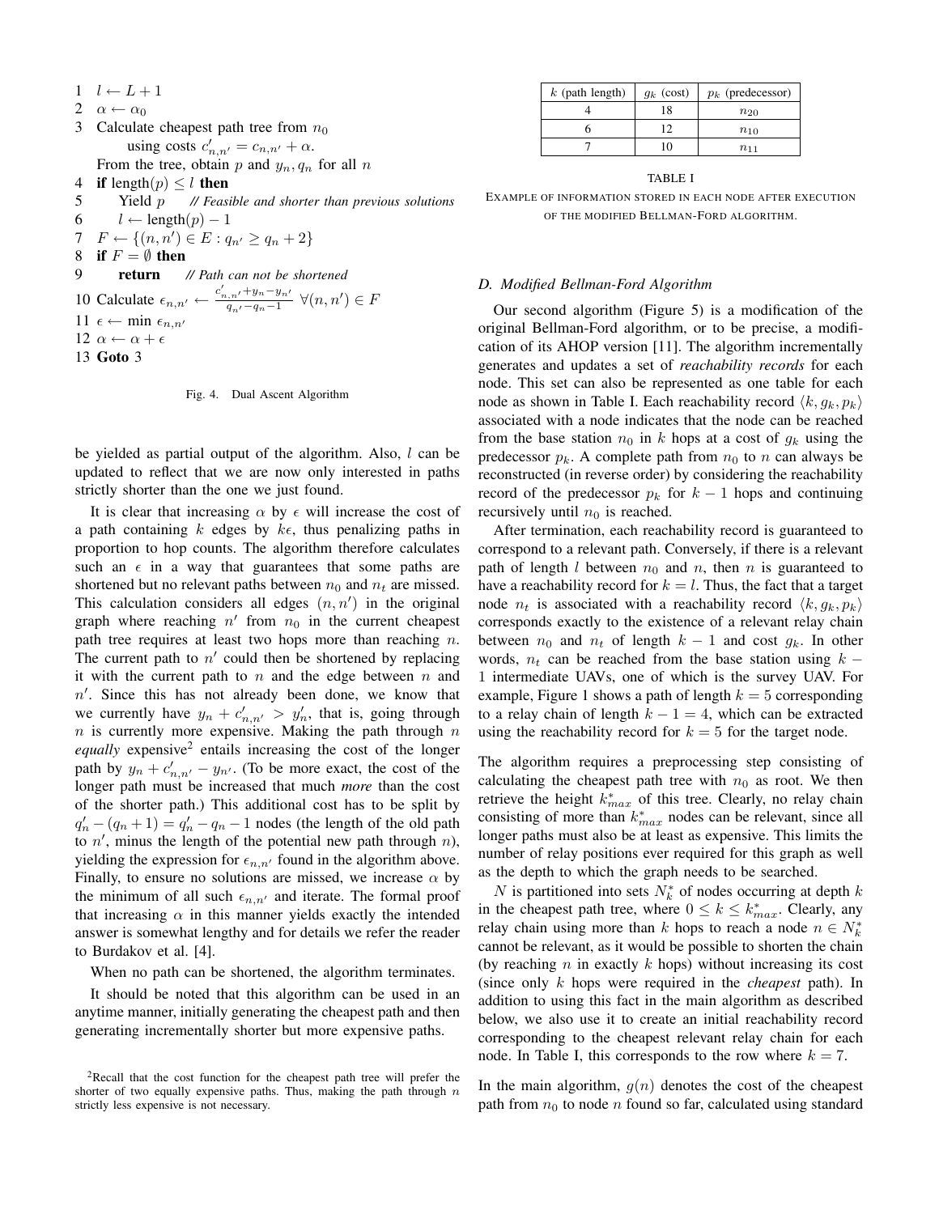```
1  l ← L + 1
2  α ← α_0
3  Calculate cheapest path tree from n_0
       using costs c'_{n,n'} = c_{n,n'} + α.
   From the tree, obtain p and y_n, q_n for all n
4  if length(p) ≤ l then
5      Yield p     // Feasible and shorter than previous solutions
6      l ← length(p) − 1
7  F ← {(n, n') ∈ E : q_{n'} ≥ q_n + 2}
8  if F = ∅ then
9      return     // Path can not be shortened
10 Calculate ε_{n,n'} ← (c'_{n,n'} + y_n − y_{n'}) / (q_{n'} − q_n − 1)  ∀(n, n') ∈ F
11 ε ← min ε_{n,n'}
12 α ← α + ε
13 Goto 3
```

Fig. 4. Dual Ascent Algorithm

be yielded as partial output of the algorithm. Also, $l$ can be updated to reflect that we are now only interested in paths strictly shorter than the one we just found.

It is clear that increasing $\alpha$ by $\epsilon$ will increase the cost of a path containing $k$ edges by $k\epsilon$, thus penalizing paths in proportion to hop counts. The algorithm therefore calculates such an $\epsilon$ in a way that guarantees that some paths are shortened but no relevant paths between $n_0$ and $n_t$ are missed. This calculation considers all edges $(n, n')$ in the original graph where reaching $n'$ from $n_0$ in the current cheapest path tree requires at least two hops more than reaching $n$. The current path to $n'$ could then be shortened by replacing it with the current path to $n$ and the edge between $n$ and $n'$. Since this has not already been done, we know that we currently have $y_n + c'_{n,n'} > y'_n$, that is, going through $n$ is currently more expensive. Making the path through $n$ *equally* expensive[2] entails increasing the cost of the longer path by $y_n + c'_{n,n'} - y_{n'}$. (To be more exact, the cost of the longer path must be increased that much *more* than the cost of the shorter path.) This additional cost has to be split by $q'_n - (q_n + 1) = q'_n - q_n - 1$ nodes (the length of the old path to $n'$, minus the length of the potential new path through $n$), yielding the expression for $\epsilon_{n,n'}$ found in the algorithm above. Finally, to ensure no solutions are missed, we increase $\alpha$ by the minimum of all such $\epsilon_{n,n'}$ and iterate. The formal proof that increasing $\alpha$ in this manner yields exactly the intended answer is somewhat lengthy and for details we refer the reader to Burdakov et al. [4].

When no path can be shortened, the algorithm terminates.

It should be noted that this algorithm can be used in an anytime manner, initially generating the cheapest path and then generating incrementally shorter but more expensive paths.

[2]Recall that the cost function for the cheapest path tree will prefer the shorter of two equally expensive paths. Thus, making the path through $n$ strictly less expensive is not necessary.

| $k$ (path length) | $g_k$ (cost) | $p_k$ (predecessor) |
|---|---|---|
| 4 | 18 | $n_{20}$ |
| 6 | 12 | $n_{10}$ |
| 7 | 10 | $n_{11}$ |

TABLE I

EXAMPLE OF INFORMATION STORED IN EACH NODE AFTER EXECUTION OF THE MODIFIED BELLMAN-FORD ALGORITHM.

### D. Modified Bellman-Ford Algorithm

Our second algorithm (Figure 5) is a modification of the original Bellman-Ford algorithm, or to be precise, a modification of its AHOP version [11]. The algorithm incrementally generates and updates a set of *reachability records* for each node. This set can also be represented as one table for each node as shown in Table I. Each reachability record $\langle k, g_k, p_k \rangle$ associated with a node indicates that the node can be reached from the base station $n_0$ in $k$ hops at a cost of $g_k$ using the predecessor $p_k$. A complete path from $n_0$ to $n$ can always be reconstructed (in reverse order) by considering the reachability record of the predecessor $p_k$ for $k-1$ hops and continuing recursively until $n_0$ is reached.

After termination, each reachability record is guaranteed to correspond to a relevant path. Conversely, if there is a relevant path of length $l$ between $n_0$ and $n$, then $n$ is guaranteed to have a reachability record for $k = l$. Thus, the fact that a target node $n_t$ is associated with a reachability record $\langle k, g_k, p_k \rangle$ corresponds exactly to the existence of a relevant relay chain between $n_0$ and $n_t$ of length $k-1$ and cost $g_k$. In other words, $n_t$ can be reached from the base station using $k - 1$ intermediate UAVs, one of which is the survey UAV. For example, Figure 1 shows a path of length $k = 5$ corresponding to a relay chain of length $k - 1 = 4$, which can be extracted using the reachability record for $k = 5$ for the target node.

The algorithm requires a preprocessing step consisting of calculating the cheapest path tree with $n_0$ as root. We then retrieve the height $k^*_{max}$ of this tree. Clearly, no relay chain consisting of more than $k^*_{max}$ nodes can be relevant, since all longer paths must also be at least as expensive. This limits the number of relay positions ever required for this graph as well as the depth to which the graph needs to be searched.

$N$ is partitioned into sets $N^*_k$ of nodes occurring at depth $k$ in the cheapest path tree, where $0 \le k \le k^*_{max}$. Clearly, any relay chain using more than $k$ hops to reach a node $n \in N^*_k$ cannot be relevant, as it would be possible to shorten the chain (by reaching $n$ in exactly $k$ hops) without increasing its cost (since only $k$ hops were required in the *cheapest* path). In addition to using this fact in the main algorithm as described below, we also use it to create an initial reachability record corresponding to the cheapest relevant relay chain for each node. In Table I, this corresponds to the row where $k = 7$.

In the main algorithm, $g(n)$ denotes the cost of the cheapest path from $n_0$ to node $n$ found so far, calculated using standard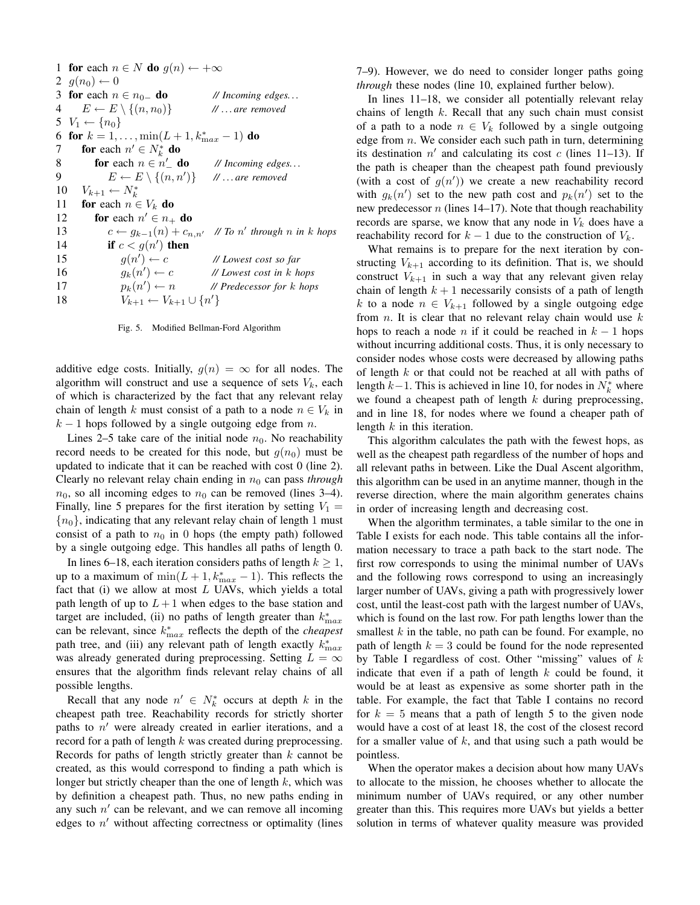```
1  for each n ∈ N do g(n) ← +∞
2  g(n_0) ← 0
3  for each n ∈ n_0− do            // Incoming edges...
4      E ← E \ {(n, n_0)}          // ...are removed
5  V_1 ← {n_0}
6  for k = 1, ..., min(L + 1, k*_max − 1) do
7      for each n′ ∈ N*_k do
8          for each n ∈ n′_− do     // Incoming edges...
9              E ← E \ {(n, n′)}    // ...are removed
10     V_{k+1} ← N*_k
11     for each n ∈ V_k do
12         for each n′ ∈ n_+ do
13             c ← g_{k−1}(n) + c_{n,n′}   // To n′ through n in k hops
14             if c < g(n′) then
15                 g(n′) ← c               // Lowest cost so far
16                 g_k(n′) ← c             // Lowest cost in k hops
17                 p_k(n′) ← n             // Predecessor for k hops
18                 V_{k+1} ← V_{k+1} ∪ {n′}
```

Fig. 5. Modified Bellman-Ford Algorithm

additive edge costs. Initially, $g(n) = \infty$ for all nodes. The algorithm will construct and use a sequence of sets $V_k$, each of which is characterized by the fact that any relevant relay chain of length $k$ must consist of a path to a node $n \in V_k$ in $k-1$ hops followed by a single outgoing edge from $n$.

Lines 2–5 take care of the initial node $n_0$. No reachability record needs to be created for this node, but $g(n_0)$ must be updated to indicate that it can be reached with cost 0 (line 2). Clearly no relevant relay chain ending in $n_0$ can pass *through* $n_0$, so all incoming edges to $n_0$ can be removed (lines 3–4). Finally, line 5 prepares for the first iteration by setting $V_1 = \{n_0\}$, indicating that any relevant relay chain of length 1 must consist of a path to $n_0$ in 0 hops (the empty path) followed by a single outgoing edge. This handles all paths of length 0.

In lines 6–18, each iteration considers paths of length $k \geq 1$, up to a maximum of $\min(L+1, k^*_{\max} - 1)$. This reflects the fact that (i) we allow at most $L$ UAVs, which yields a total path length of up to $L+1$ when edges to the base station and target are included, (ii) no paths of length greater than $k^*_{max}$ can be relevant, since $k^*_{\max}$ reflects the depth of the *cheapest* path tree, and (iii) any relevant path of length exactly $k^*_{\max}$ was already generated during preprocessing. Setting $L = \infty$ ensures that the algorithm finds relevant relay chains of all possible lengths.

Recall that any node $n' \in N^*_k$ occurs at depth $k$ in the cheapest path tree. Reachability records for strictly shorter paths to $n'$ were already created in earlier iterations, and a record for a path of length $k$ was created during preprocessing. Records for paths of length strictly greater than $k$ cannot be created, as this would correspond to finding a path which is longer but strictly cheaper than the one of length $k$, which was by definition a cheapest path. Thus, no new paths ending in any such $n'$ can be relevant, and we can remove all incoming edges to $n'$ without affecting correctness or optimality (lines 7–9). However, we do need to consider longer paths going *through* these nodes (line 10, explained further below).

In lines 11–18, we consider all potentially relevant relay chains of length $k$. Recall that any such chain must consist of a path to a node $n \in V_k$ followed by a single outgoing edge from $n$. We consider each such path in turn, determining its destination $n'$ and calculating its cost $c$ (lines 11–13). If the path is cheaper than the cheapest path found previously (with a cost of $g(n')$) we create a new reachability record with $g_k(n')$ set to the new path cost and $p_k(n')$ set to the new predecessor $n$ (lines 14–17). Note that though reachability records are sparse, we know that any node in $V_k$ does have a reachability record for $k-1$ due to the construction of $V_k$.

What remains is to prepare for the next iteration by constructing $V_{k+1}$ according to its definition. That is, we should construct $V_{k+1}$ in such a way that any relevant given relay chain of length $k+1$ necessarily consists of a path of length $k$ to a node $n \in V_{k+1}$ followed by a single outgoing edge from $n$. It is clear that no relevant relay chain would use $k$ hops to reach a node $n$ if it could be reached in $k-1$ hops without incurring additional costs. Thus, it is only necessary to consider nodes whose costs were decreased by allowing paths of length $k$ or that could not be reached at all with paths of length $k-1$. This is achieved in line 10, for nodes in $N^*_k$ where we found a cheapest path of length $k$ during preprocessing, and in line 18, for nodes where we found a cheaper path of length $k$ in this iteration.

This algorithm calculates the path with the fewest hops, as well as the cheapest path regardless of the number of hops and all relevant paths in between. Like the Dual Ascent algorithm, this algorithm can be used in an anytime manner, though in the reverse direction, where the main algorithm generates chains in order of increasing length and decreasing cost.

When the algorithm terminates, a table similar to the one in Table I exists for each node. This table contains all the information necessary to trace a path back to the start node. The first row corresponds to using the minimal number of UAVs and the following rows correspond to using an increasingly larger number of UAVs, giving a path with progressively lower cost, until the least-cost path with the largest number of UAVs, which is found on the last row. For path lengths lower than the smallest $k$ in the table, no path can be found. For example, no path of length $k = 3$ could be found for the node represented by Table I regardless of cost. Other "missing" values of $k$ indicate that even if a path of length $k$ could be found, it would be at least as expensive as some shorter path in the table. For example, the fact that Table I contains no record for $k = 5$ means that a path of length 5 to the given node would have a cost of at least 18, the cost of the closest record for a smaller value of $k$, and that using such a path would be pointless.

When the operator makes a decision about how many UAVs to allocate to the mission, he chooses whether to allocate the minimum number of UAVs required, or any other number greater than this. This requires more UAVs but yields a better solution in terms of whatever quality measure was provided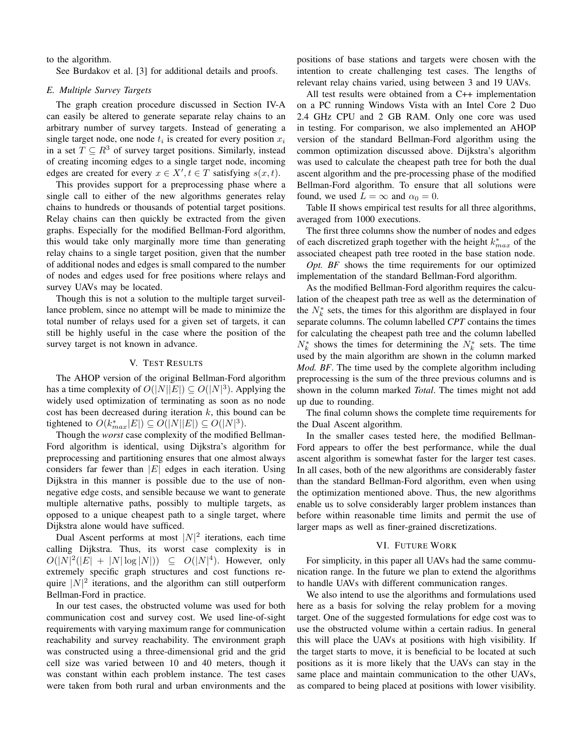to the algorithm.

See Burdakov et al. [3] for additional details and proofs.

### E. Multiple Survey Targets

The graph creation procedure discussed in Section IV-A can easily be altered to generate separate relay chains to an arbitrary number of survey targets. Instead of generating a single target node, one node $t_i$ is created for every position $x_i$ in a set $T \subseteq R^3$ of survey target positions. Similarly, instead of creating incoming edges to a single target node, incoming edges are created for every $x \in X', t \in T$ satisfying $s(x, t)$.

This provides support for a preprocessing phase where a single call to either of the new algorithms generates relay chains to hundreds or thousands of potential target positions. Relay chains can then quickly be extracted from the given graphs. Especially for the modified Bellman-Ford algorithm, this would take only marginally more time than generating relay chains to a single target position, given that the number of additional nodes and edges is small compared to the number of nodes and edges used for free positions where relays and survey UAVs may be located.

Though this is not a solution to the multiple target surveillance problem, since no attempt will be made to minimize the total number of relays used for a given set of targets, it can still be highly useful in the case where the position of the survey target is not known in advance.

## V. Test Results

The AHOP version of the original Bellman-Ford algorithm has a time complexity of $O(|N||E|) \subseteq O(|N|^3)$. Applying the widely used optimization of terminating as soon as no node cost has been decreased during iteration $k$, this bound can be tightened to $O(k^*_{max}|E|) \subseteq O(|N||E|) \subseteq O(|N|^3)$.

Though the *worst* case complexity of the modified Bellman-Ford algorithm is identical, using Dijkstra's algorithm for preprocessing and partitioning ensures that one almost always considers far fewer than $|E|$ edges in each iteration. Using Dijkstra in this manner is possible due to the use of non-negative edge costs, and sensible because we want to generate multiple alternative paths, possibly to multiple targets, as opposed to a unique cheapest path to a single target, where Dijkstra alone would have sufficed.

Dual Ascent performs at most $|N|^2$ iterations, each time calling Dijkstra. Thus, its worst case complexity is in $O(|N|^2(|E| + |N| \log |N|)) \subseteq O(|N|^4)$. However, only extremely specific graph structures and cost functions require $|N|^2$ iterations, and the algorithm can still outperform Bellman-Ford in practice.

In our test cases, the obstructed volume was used for both communication cost and survey cost. We used line-of-sight requirements with varying maximum range for communication reachability and survey reachability. The environment graph was constructed using a three-dimensional grid and the grid cell size was varied between 10 and 40 meters, though it was constant within each problem instance. The test cases were taken from both rural and urban environments and the positions of base stations and targets were chosen with the intention to create challenging test cases. The lengths of relevant relay chains varied, using between 3 and 19 UAVs.

All test results were obtained from a C++ implementation on a PC running Windows Vista with an Intel Core 2 Duo 2.4 GHz CPU and 2 GB RAM. Only one core was used in testing. For comparison, we also implemented an AHOP version of the standard Bellman-Ford algorithm using the common optimization discussed above. Dijkstra's algorithm was used to calculate the cheapest path tree for both the dual ascent algorithm and the pre-processing phase of the modified Bellman-Ford algorithm. To ensure that all solutions were found, we used $L = \infty$ and $\alpha_0 = 0$.

Table II shows empirical test results for all three algorithms, averaged from 1000 executions.

The first three columns show the number of nodes and edges of each discretized graph together with the height $k^*_{max}$ of the associated cheapest path tree rooted in the base station node.

*Opt. BF* shows the time requirements for our optimized implementation of the standard Bellman-Ford algorithm.

As the modified Bellman-Ford algorithm requires the calculation of the cheapest path tree as well as the determination of the $N^*_k$ sets, the times for this algorithm are displayed in four separate columns. The column labelled *CPT* contains the times for calculating the cheapest path tree and the column labelled $N^*_k$ shows the times for determining the $N^*_k$ sets. The time used by the main algorithm are shown in the column marked *Mod. BF*. The time used by the complete algorithm including preprocessing is the sum of the three previous columns and is shown in the column marked *Total*. The times might not add up due to rounding.

The final column shows the complete time requirements for the Dual Ascent algorithm.

In the smaller cases tested here, the modified Bellman-Ford appears to offer the best performance, while the dual ascent algorithm is somewhat faster for the larger test cases. In all cases, both of the new algorithms are considerably faster than the standard Bellman-Ford algorithm, even when using the optimization mentioned above. Thus, the new algorithms enable us to solve considerably larger problem instances than before within reasonable time limits and permit the use of larger maps as well as finer-grained discretizations.

## VI. Future Work

For simplicity, in this paper all UAVs had the same communication range. In the future we plan to extend the algorithms to handle UAVs with different communication ranges.

We also intend to use the algorithms and formulations used here as a basis for solving the relay problem for a moving target. One of the suggested formulations for edge cost was to use the obstructed volume within a certain radius. In general this will place the UAVs at positions with high visibility. If the target starts to move, it is beneficial to be located at such positions as it is more likely that the UAVs can stay in the same place and maintain communication to the other UAVs, as compared to being placed at positions with lower visibility.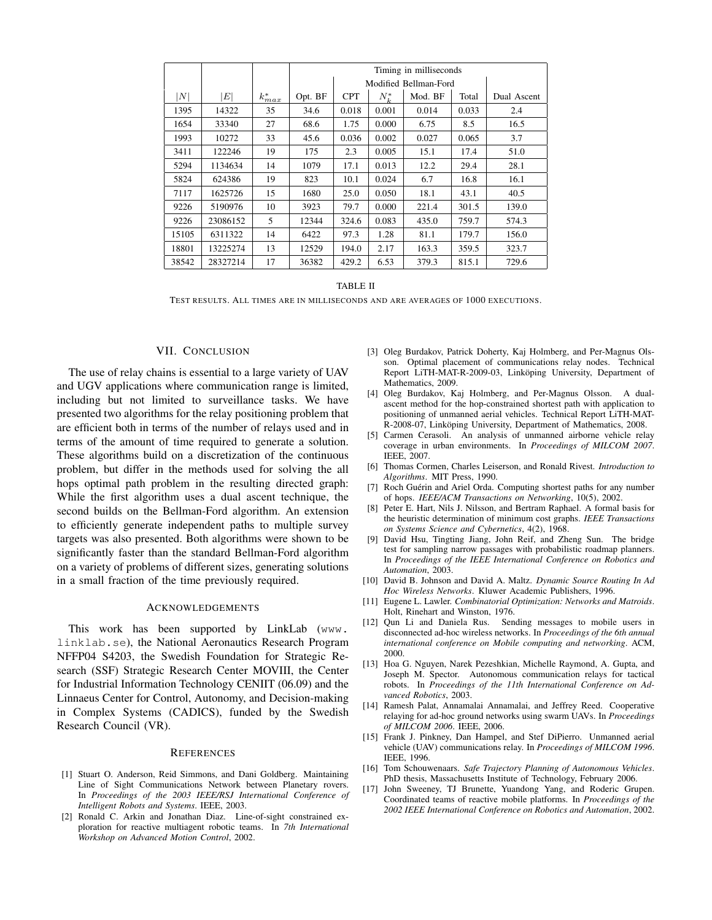| $\|N\|$ | $\|E\|$ | $k^*_{max}$ | Timing in milliseconds | | | | | |
|---|---|---|---|---|---|---|---|---|
| | | | | Modified Bellman-Ford | | | | |
| | | | Opt. BF | CPT | $N^*_k$ | Mod. BF | Total | Dual Ascent |
| 1395 | 14322 | 35 | 34.6 | 0.018 | 0.001 | 0.014 | 0.033 | 2.4 |
| 1654 | 33340 | 27 | 68.6 | 1.75 | 0.000 | 6.75 | 8.5 | 16.5 |
| 1993 | 10272 | 33 | 45.6 | 0.036 | 0.002 | 0.027 | 0.065 | 3.7 |
| 3411 | 122246 | 19 | 175 | 2.3 | 0.005 | 15.1 | 17.4 | 51.0 |
| 5294 | 1134634 | 14 | 1079 | 17.1 | 0.013 | 12.2 | 29.4 | 28.1 |
| 5824 | 624386 | 19 | 823 | 10.1 | 0.024 | 6.7 | 16.8 | 16.1 |
| 7117 | 1625726 | 15 | 1680 | 25.0 | 0.050 | 18.1 | 43.1 | 40.5 |
| 9226 | 5190976 | 10 | 3923 | 79.7 | 0.000 | 221.4 | 301.5 | 139.0 |
| 9226 | 23086152 | 5 | 12344 | 324.6 | 0.083 | 435.0 | 759.7 | 574.3 |
| 15105 | 6311322 | 14 | 6422 | 97.3 | 1.28 | 81.1 | 179.7 | 156.0 |
| 18801 | 13225274 | 13 | 12529 | 194.0 | 2.17 | 163.3 | 359.5 | 323.7 |
| 38542 | 28327214 | 17 | 36382 | 429.2 | 6.53 | 379.3 | 815.1 | 729.6 |

TABLE II

TEST RESULTS. ALL TIMES ARE IN MILLISECONDS AND ARE AVERAGES OF 1000 EXECUTIONS.

## VII. CONCLUSION

The use of relay chains is essential to a large variety of UAV and UGV applications where communication range is limited, including but not limited to surveillance tasks. We have presented two algorithms for the relay positioning problem that are efficient both in terms of the number of relays used and in terms of the amount of time required to generate a solution. These algorithms build on a discretization of the continuous problem, but differ in the methods used for solving the all hops optimal path problem in the resulting directed graph: While the first algorithm uses a dual ascent technique, the second builds on the Bellman-Ford algorithm. An extension to efficiently generate independent paths to multiple survey targets was also presented. Both algorithms were shown to be significantly faster than the standard Bellman-Ford algorithm on a variety of problems of different sizes, generating solutions in a small fraction of the time previously required.

## ACKNOWLEDGEMENTS

This work has been supported by LinkLab (www.linklab.se), the National Aeronautics Research Program NFFP04 S4203, the Swedish Foundation for Strategic Research (SSF) Strategic Research Center MOVIII, the Center for Industrial Information Technology CENIIT (06.09) and the Linnaeus Center for Control, Autonomy, and Decision-making in Complex Systems (CADICS), funded by the Swedish Research Council (VR).

## REFERENCES

[1] Stuart O. Anderson, Reid Simmons, and Dani Goldberg. Maintaining Line of Sight Communications Network between Planetary rovers. In *Proceedings of the 2003 IEEE/RSJ International Conference of Intelligent Robots and Systems*. IEEE, 2003.

[2] Ronald C. Arkin and Jonathan Diaz. Line-of-sight constrained exploration for reactive multiagent robotic teams. In *7th International Workshop on Advanced Motion Control*, 2002.

[3] Oleg Burdakov, Patrick Doherty, Kaj Holmberg, and Per-Magnus Olsson. Optimal placement of communications relay nodes. Technical Report LiTH-MAT-R-2009-03, Linköping University, Department of Mathematics, 2009.

[4] Oleg Burdakov, Kaj Holmberg, and Per-Magnus Olsson. A dual-ascent method for the hop-constrained shortest path with application to positioning of unmanned aerial vehicles. Technical Report LiTH-MAT-R-2008-07, Linköping University, Department of Mathematics, 2008.

[5] Carmen Cerasoli. An analysis of unmanned airborne vehicle relay coverage in urban environments. In *Proceedings of MILCOM 2007*. IEEE, 2007.

[6] Thomas Cormen, Charles Leiserson, and Ronald Rivest. *Introduction to Algorithms*. MIT Press, 1990.

[7] Roch Guérin and Ariel Orda. Computing shortest paths for any number of hops. *IEEE/ACM Transactions on Networking*, 10(5), 2002.

[8] Peter E. Hart, Nils J. Nilsson, and Bertram Raphael. A formal basis for the heuristic determination of minimum cost graphs. *IEEE Transactions on Systems Science and Cybernetics*, 4(2), 1968.

[9] David Hsu, Tingting Jiang, John Reif, and Zheng Sun. The bridge test for sampling narrow passages with probabilistic roadmap planners. In *Proceedings of the IEEE International Conference on Robotics and Automation*, 2003.

[10] David B. Johnson and David A. Maltz. *Dynamic Source Routing In Ad Hoc Wireless Networks*. Kluwer Academic Publishers, 1996.

[11] Eugene L. Lawler. *Combinatorial Optimization: Networks and Matroids*. Holt, Rinehart and Winston, 1976.

[12] Qun Li and Daniela Rus. Sending messages to mobile users in disconnected ad-hoc wireless networks. In *Proceedings of the 6th annual international conference on Mobile computing and networking*. ACM, 2000.

[13] Hoa G. Nguyen, Narek Pezeshkian, Michelle Raymond, A. Gupta, and Joseph M. Spector. Autonomous communication relays for tactical robots. In *Proceedings of the 11th International Conference on Advanced Robotics*, 2003.

[14] Ramesh Palat, Annamalai Annamalai, and Jeffrey Reed. Cooperative relaying for ad-hoc ground networks using swarm UAVs. In *Proceedings of MILCOM 2006*. IEEE, 2006.

[15] Frank J. Pinkney, Dan Hampel, and Stef DiPierro. Unmanned aerial vehicle (UAV) communications relay. In *Proceedings of MILCOM 1996*. IEEE, 1996.

[16] Tom Schouwenaars. *Safe Trajectory Planning of Autonomous Vehicles*. PhD thesis, Massachusetts Institute of Technology, February 2006.

[17] John Sweeney, TJ Brunette, Yuandong Yang, and Roderic Grupen. Coordinated teams of reactive mobile platforms. In *Proceedings of the 2002 IEEE International Conference on Robotics and Automation*, 2002.